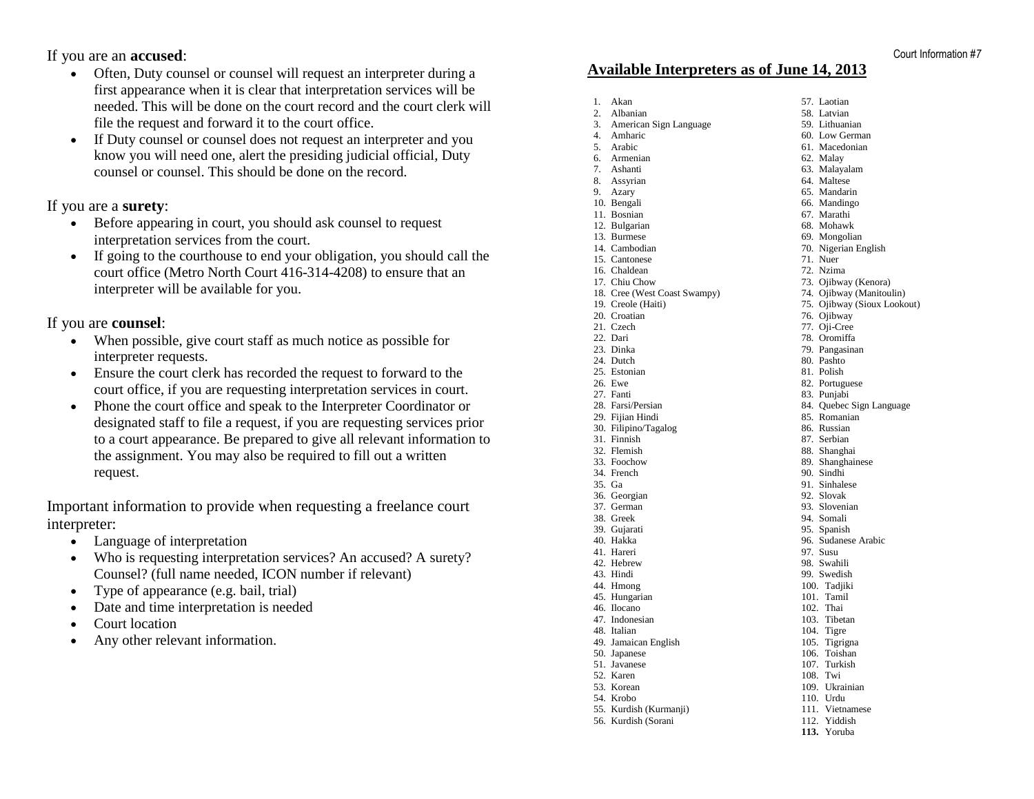If you are an **accused**:

- Often, Duty counsel or counsel will request an interpreter during a first appearance when it is clear that interpretation services will be needed. This will be done on the court record and the court clerk will file the request and forward it to the court office.
- If Duty counsel or counsel does not request an interpreter and you know you will need one, alert the presiding judicial official, Duty counsel or counsel. This should be done on the record.

If you are a **surety**:

- Before appearing in court, you should ask counsel to request interpretation services from the court.
- If going to the courthouse to end your obligation, you should call the court office (Metro North Court 416-314-4208) to ensure that an interpreter will be available for you.

If you are **counsel**:

- When possible, give court staff as much notice as possible for interpreter requests.
- Ensure the court clerk has recorded the request to forward to the court office, if you are requesting interpretation services in court.
- Phone the court office and speak to the Interpreter Coordinator or designated staff to file a request, if you are requesting services prior to a court appearance. Be prepared to give all relevant information to the assignment. You may also be required to fill out a written request.

Important information to provide when requesting a freelance court interpreter:

- Language of interpretation
- Who is requesting interpretation services? An accused? A surety? Counsel? (full name needed, ICON number if relevant)
- Type of appearance (e.g. bail, trial)
- Date and time interpretation is needed
- Court location
- Any other relevant information.

Court Information #7

## Available Interpreters as of June 14, 2013

1. Akan
2. Albanian
3. American Sign Language
4. Amharic
5. Arabic
6. Armenian
7. Ashanti
8. Assyrian
9. Azary
10. Bengali
11. Bosnian
12. Bulgarian
13. Burmese
14. Cambodian
15. Cantonese
16. Chaldean
17. Chiu Chow
18. Cree (West Coast Swampy)
19. Creole (Haiti)
20. Croatian
21. Czech
22. Dari
23. Dinka
24. Dutch
25. Estonian
26. Ewe
27. Fanti
28. Farsi/Persian
29. Fijian Hindi
30. Filipino/Tagalog
31. Finnish
32. Flemish
33. Foochow
34. French
35. Ga
36. Georgian
37. German
38. Greek
39. Gujarati
40. Hakka
41. Hareri
42. Hebrew
43. Hindi
44. Hmong
45. Hungarian
46. Ilocano
47. Indonesian
48. Italian
49. Jamaican English
50. Japanese
51. Javanese
52. Karen
53. Korean
54. Krobo
55. Kurdish (Kurmanji)
56. Kurdish (Sorani
57. Laotian
58. Latvian
59. Lithuanian
60. Low German
61. Macedonian
62. Malay
63. Malayalam
64. Maltese
65. Mandarin
66. Mandingo
67. Marathi
68. Mohawk
69. Mongolian
70. Nigerian English
71. Nuer
72. Nzima
73. Ojibway (Kenora)
74. Ojibway (Manitoulin)
75. Ojibway (Sioux Lookout)
76. Ojibway
77. Oji-Cree
78. Oromiffa
79. Pangasinan
80. Pashto
81. Polish
82. Portuguese
83. Punjabi
84. Quebec Sign Language
85. Romanian
86. Russian
87. Serbian
88. Shanghai
89. Shanghainese
90. Sindhi
91. Sinhalese
92. Slovak
93. Slovenian
94. Somali
95. Spanish
96. Sudanese Arabic
97. Susu
98. Swahili
99. Swedish
100. Tadjiki
101. Tamil
102. Thai
103. Tibetan
104. Tigre
105. Tigrigna
106. Toishan
107. Turkish
108. Twi
109. Ukrainian
110. Urdu
111. Vietnamese
112. Yiddish
113. Yoruba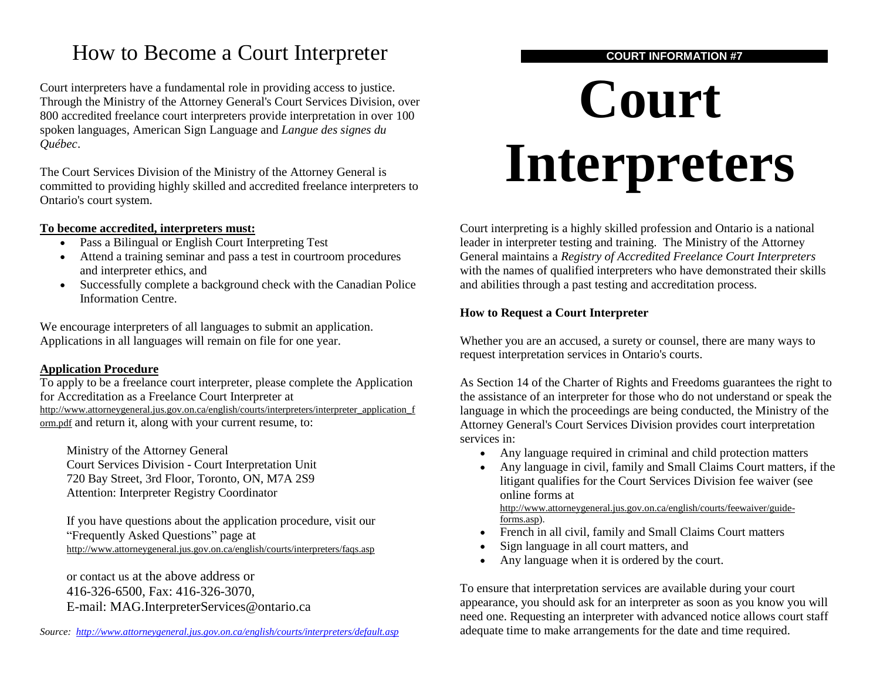# How to Become a Court Interpreter

Court interpreters have a fundamental role in providing access to justice. Through the Ministry of the Attorney General's Court Services Division, over 800 accredited freelance court interpreters provide interpretation in over 100 spoken languages, American Sign Language and *Langue des signes du Québec*.

The Court Services Division of the Ministry of the Attorney General is committed to providing highly skilled and accredited freelance interpreters to Ontario's court system.

**To become accredited, interpreters must:**

- Pass a Bilingual or English Court Interpreting Test
- Attend a training seminar and pass a test in courtroom procedures and interpreter ethics, and
- Successfully complete a background check with the Canadian Police Information Centre.

We encourage interpreters of all languages to submit an application. Applications in all languages will remain on file for one year.

**Application Procedure**

To apply to be a freelance court interpreter, please complete the Application for Accreditation as a Freelance Court Interpreter at http://www.attorneygeneral.jus.gov.on.ca/english/courts/interpreters/interpreter_application_form.pdf and return it, along with your current resume, to:

Ministry of the Attorney General
Court Services Division - Court Interpretation Unit
720 Bay Street, 3rd Floor, Toronto, ON, M7A 2S9
Attention: Interpreter Registry Coordinator

If you have questions about the application procedure, visit our "Frequently Asked Questions" page at http://www.attorneygeneral.jus.gov.on.ca/english/courts/interpreters/faqs.asp

or contact us at the above address or
416-326-6500, Fax: 416-326-3070,
E-mail: MAG.InterpreterServices@ontario.ca

*Source: http://www.attorneygeneral.jus.gov.on.ca/english/courts/interpreters/default.asp*

**COURT INFORMATION #7**

# Court Interpreters

Court interpreting is a highly skilled profession and Ontario is a national leader in interpreter testing and training. The Ministry of the Attorney General maintains a *Registry of Accredited Freelance Court Interpreters* with the names of qualified interpreters who have demonstrated their skills and abilities through a past testing and accreditation process.

**How to Request a Court Interpreter**

Whether you are an accused, a surety or counsel, there are many ways to request interpretation services in Ontario's courts.

As Section 14 of the Charter of Rights and Freedoms guarantees the right to the assistance of an interpreter for those who do not understand or speak the language in which the proceedings are being conducted, the Ministry of the Attorney General's Court Services Division provides court interpretation services in:

- Any language required in criminal and child protection matters
- Any language in civil, family and Small Claims Court matters, if the litigant qualifies for the Court Services Division fee waiver (see online forms at http://www.attorneygeneral.jus.gov.on.ca/english/courts/feewaiver/guide-forms.asp).
- French in all civil, family and Small Claims Court matters
- Sign language in all court matters, and
- Any language when it is ordered by the court.

To ensure that interpretation services are available during your court appearance, you should ask for an interpreter as soon as you know you will need one. Requesting an interpreter with advanced notice allows court staff adequate time to make arrangements for the date and time required.